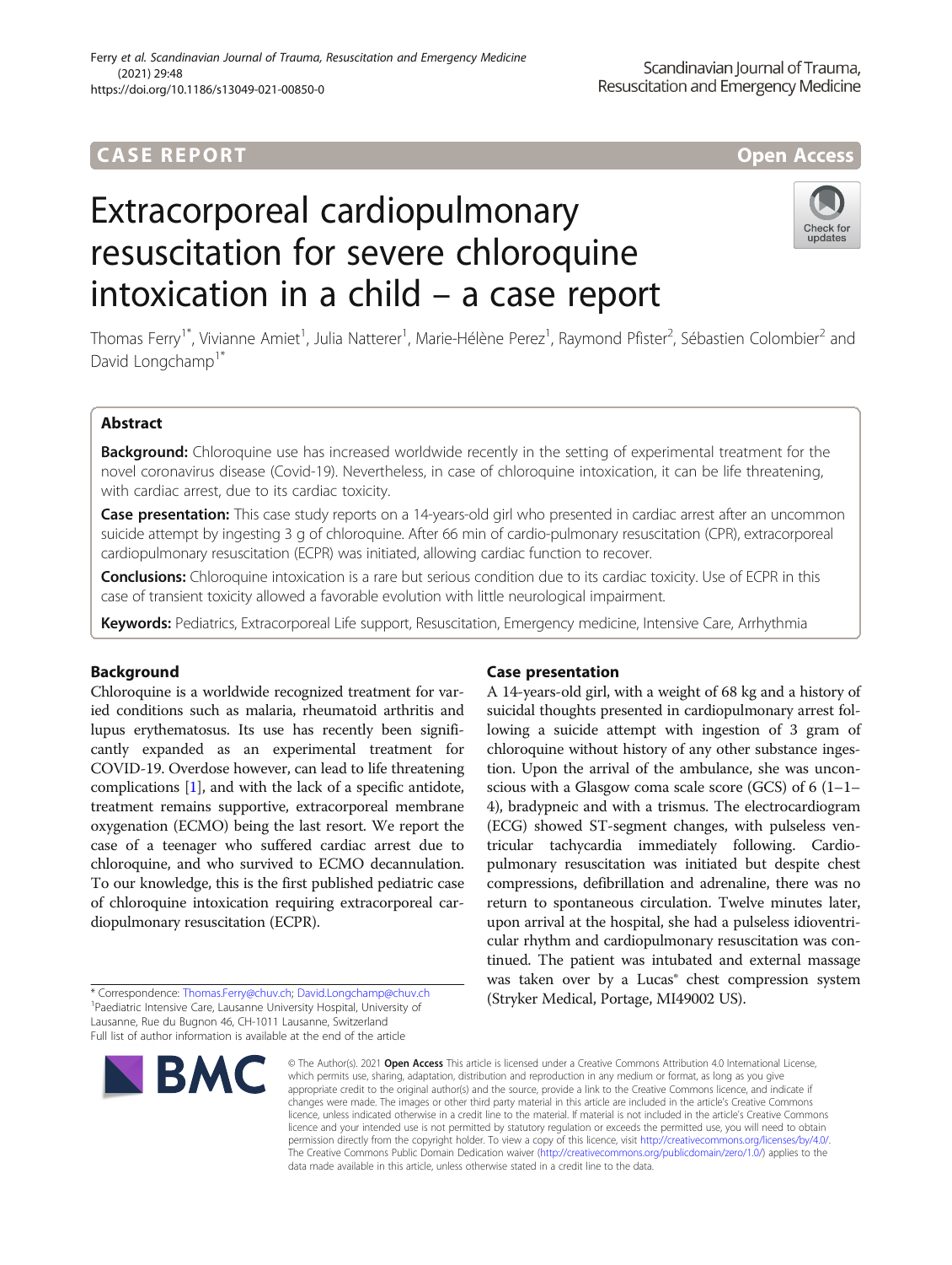CASE REPORT

Open Access

# Extracorporeal cardiopulmonary resuscitation for severe chloroquine intoxication in a child – a case report

Thomas Ferry[1*], Vivianne Amiet[1], Julia Natterer[1], Marie-Hélène Perez[1], Raymond Pfister[2], Sébastien Colombier[2] and David Longchamp[1*]

## Abstract

**Background:** Chloroquine use has increased worldwide recently in the setting of experimental treatment for the novel coronavirus disease (Covid-19). Nevertheless, in case of chloroquine intoxication, it can be life threatening, with cardiac arrest, due to its cardiac toxicity.

**Case presentation:** This case study reports on a 14-years-old girl who presented in cardiac arrest after an uncommon suicide attempt by ingesting 3 g of chloroquine. After 66 min of cardio-pulmonary resuscitation (CPR), extracorporeal cardiopulmonary resuscitation (ECPR) was initiated, allowing cardiac function to recover.

**Conclusions:** Chloroquine intoxication is a rare but serious condition due to its cardiac toxicity. Use of ECPR in this case of transient toxicity allowed a favorable evolution with little neurological impairment.

**Keywords:** Pediatrics, Extracorporeal Life support, Resuscitation, Emergency medicine, Intensive Care, Arrhythmia

## Background

Chloroquine is a worldwide recognized treatment for varied conditions such as malaria, rheumatoid arthritis and lupus erythematosus. Its use has recently been significantly expanded as an experimental treatment for COVID-19. Overdose however, can lead to life threatening complications [1], and with the lack of a specific antidote, treatment remains supportive, extracorporeal membrane oxygenation (ECMO) being the last resort. We report the case of a teenager who suffered cardiac arrest due to chloroquine, and who survived to ECMO decannulation. To our knowledge, this is the first published pediatric case of chloroquine intoxication requiring extracorporeal cardiopulmonary resuscitation (ECPR).

## Case presentation

A 14-years-old girl, with a weight of 68 kg and a history of suicidal thoughts presented in cardiopulmonary arrest following a suicide attempt with ingestion of 3 gram of chloroquine without history of any other substance ingestion. Upon the arrival of the ambulance, she was unconscious with a Glasgow coma scale score (GCS) of 6 (1–1–4), bradypneic and with a trismus. The electrocardiogram (ECG) showed ST-segment changes, with pulseless ventricular tachycardia immediately following. Cardiopulmonary resuscitation was initiated but despite chest compressions, defibrillation and adrenaline, there was no return to spontaneous circulation. Twelve minutes later, upon arrival at the hospital, she had a pulseless idioventricular rhythm and cardiopulmonary resuscitation was continued. The patient was intubated and external massage was taken over by a Lucas® chest compression system (Stryker Medical, Portage, MI49002 US).

* Correspondence: Thomas.Ferry@chuv.ch; David.Longchamp@chuv.ch
[1]Paediatric Intensive Care, Lausanne University Hospital, University of Lausanne, Rue du Bugnon 46, CH-1011 Lausanne, Switzerland
Full list of author information is available at the end of the article

© The Author(s). 2021 **Open Access** This article is licensed under a Creative Commons Attribution 4.0 International License, which permits use, sharing, adaptation, distribution and reproduction in any medium or format, as long as you give appropriate credit to the original author(s) and the source, provide a link to the Creative Commons licence, and indicate if changes were made. The images or other third party material in this article are included in the article's Creative Commons licence, unless indicated otherwise in a credit line to the material. If material is not included in the article's Creative Commons licence and your intended use is not permitted by statutory regulation or exceeds the permitted use, you will need to obtain permission directly from the copyright holder. To view a copy of this licence, visit http://creativecommons.org/licenses/by/4.0/. The Creative Commons Public Domain Dedication waiver (http://creativecommons.org/publicdomain/zero/1.0/) applies to the data made available in this article, unless otherwise stated in a credit line to the data.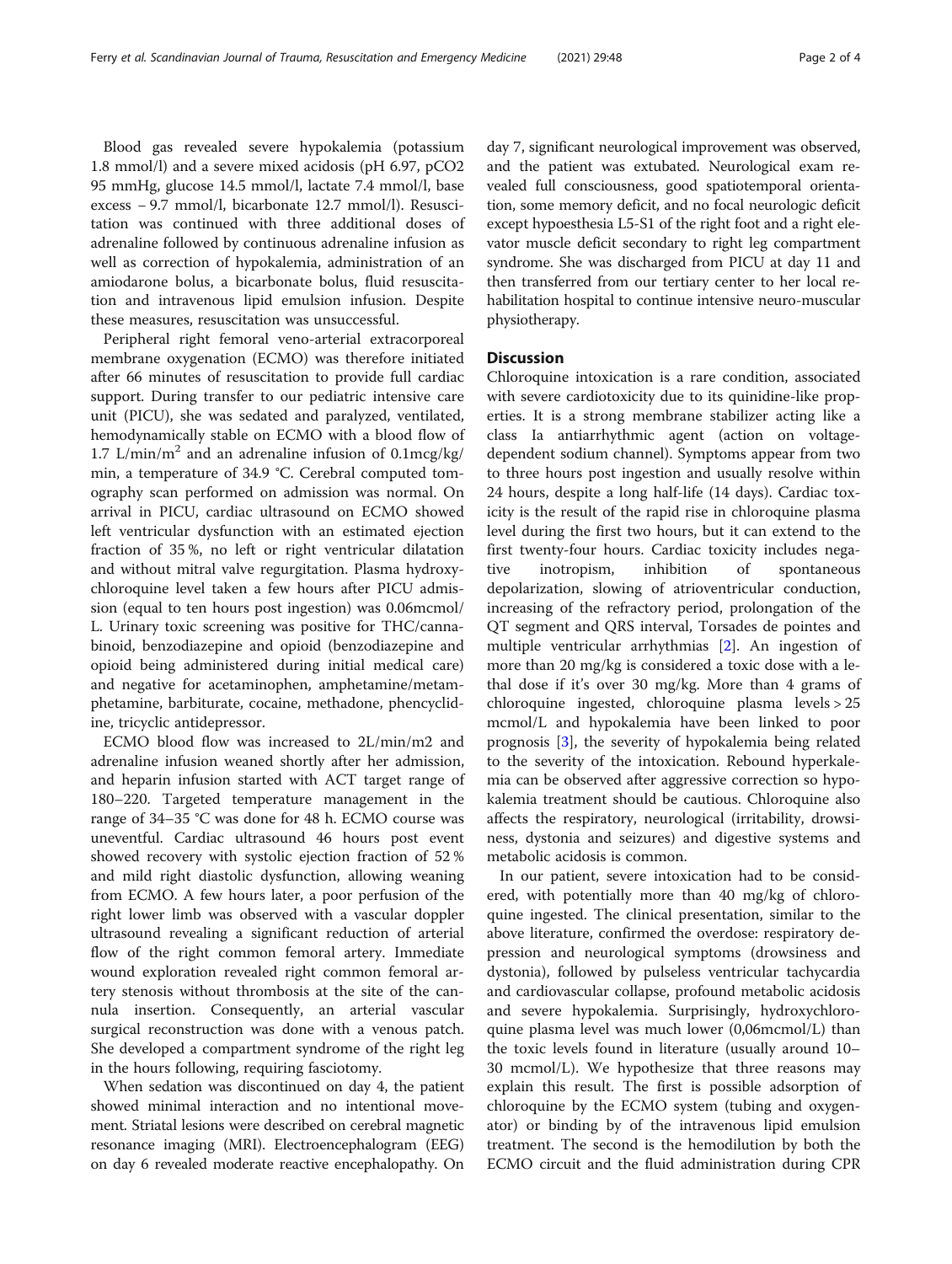Blood gas revealed severe hypokalemia (potassium 1.8 mmol/l) and a severe mixed acidosis (pH 6.97, pCO2 95 mmHg, glucose 14.5 mmol/l, lactate 7.4 mmol/l, base excess − 9.7 mmol/l, bicarbonate 12.7 mmol/l). Resuscitation was continued with three additional doses of adrenaline followed by continuous adrenaline infusion as well as correction of hypokalemia, administration of an amiodarone bolus, a bicarbonate bolus, fluid resuscitation and intravenous lipid emulsion infusion. Despite these measures, resuscitation was unsuccessful.

Peripheral right femoral veno-arterial extracorporeal membrane oxygenation (ECMO) was therefore initiated after 66 minutes of resuscitation to provide full cardiac support. During transfer to our pediatric intensive care unit (PICU), she was sedated and paralyzed, ventilated, hemodynamically stable on ECMO with a blood flow of 1.7 $L/min/m^2$ and an adrenaline infusion of 0.1mcg/kg/min, a temperature of 34.9 °C. Cerebral computed tomography scan performed on admission was normal. On arrival in PICU, cardiac ultrasound on ECMO showed left ventricular dysfunction with an estimated ejection fraction of 35 %, no left or right ventricular dilatation and without mitral valve regurgitation. Plasma hydroxychloroquine level taken a few hours after PICU admission (equal to ten hours post ingestion) was 0.06mcmol/L. Urinary toxic screening was positive for THC/cannabinoid, benzodiazepine and opioid (benzodiazepine and opioid being administered during initial medical care) and negative for acetaminophen, amphetamine/metamphetamine, barbiturate, cocaine, methadone, phencyclidine, tricyclic antidepressor.

ECMO blood flow was increased to 2L/min/m2 and adrenaline infusion weaned shortly after her admission, and heparin infusion started with ACT target range of 180–220. Targeted temperature management in the range of 34–35 °C was done for 48 h. ECMO course was uneventful. Cardiac ultrasound 46 hours post event showed recovery with systolic ejection fraction of 52 % and mild right diastolic dysfunction, allowing weaning from ECMO. A few hours later, a poor perfusion of the right lower limb was observed with a vascular doppler ultrasound revealing a significant reduction of arterial flow of the right common femoral artery. Immediate wound exploration revealed right common femoral artery stenosis without thrombosis at the site of the cannula insertion. Consequently, an arterial vascular surgical reconstruction was done with a venous patch. She developed a compartment syndrome of the right leg in the hours following, requiring fasciotomy.

When sedation was discontinued on day 4, the patient showed minimal interaction and no intentional movement. Striatal lesions were described on cerebral magnetic resonance imaging (MRI). Electroencephalogram (EEG) on day 6 revealed moderate reactive encephalopathy. On day 7, significant neurological improvement was observed, and the patient was extubated. Neurological exam revealed full consciousness, good spatiotemporal orientation, some memory deficit, and no focal neurologic deficit except hypoesthesia L5-S1 of the right foot and a right elevator muscle deficit secondary to right leg compartment syndrome. She was discharged from PICU at day 11 and then transferred from our tertiary center to her local rehabilitation hospital to continue intensive neuro-muscular physiotherapy.

## Discussion

Chloroquine intoxication is a rare condition, associated with severe cardiotoxicity due to its quinidine-like properties. It is a strong membrane stabilizer acting like a class Ia antiarrhythmic agent (action on voltage-dependent sodium channel). Symptoms appear from two to three hours post ingestion and usually resolve within 24 hours, despite a long half-life (14 days). Cardiac toxicity is the result of the rapid rise in chloroquine plasma level during the first two hours, but it can extend to the first twenty-four hours. Cardiac toxicity includes negative inotropism, inhibition of spontaneous depolarization, slowing of atrioventricular conduction, increasing of the refractory period, prolongation of the QT segment and QRS interval, Torsades de pointes and multiple ventricular arrhythmias [2]. An ingestion of more than 20 mg/kg is considered a toxic dose with a lethal dose if it's over 30 mg/kg. More than 4 grams of chloroquine ingested, chloroquine plasma levels > 25 mcmol/L and hypokalemia have been linked to poor prognosis [3], the severity of hypokalemia being related to the severity of the intoxication. Rebound hyperkalemia can be observed after aggressive correction so hypokalemia treatment should be cautious. Chloroquine also affects the respiratory, neurological (irritability, drowsiness, dystonia and seizures) and digestive systems and metabolic acidosis is common.

In our patient, severe intoxication had to be considered, with potentially more than 40 mg/kg of chloroquine ingested. The clinical presentation, similar to the above literature, confirmed the overdose: respiratory depression and neurological symptoms (drowsiness and dystonia), followed by pulseless ventricular tachycardia and cardiovascular collapse, profound metabolic acidosis and severe hypokalemia. Surprisingly, hydroxychloroquine plasma level was much lower (0,06mcmol/L) than the toxic levels found in literature (usually around 10–30 mcmol/L). We hypothesize that three reasons may explain this result. The first is possible adsorption of chloroquine by the ECMO system (tubing and oxygenator) or binding by of the intravenous lipid emulsion treatment. The second is the hemodilution by both the ECMO circuit and the fluid administration during CPR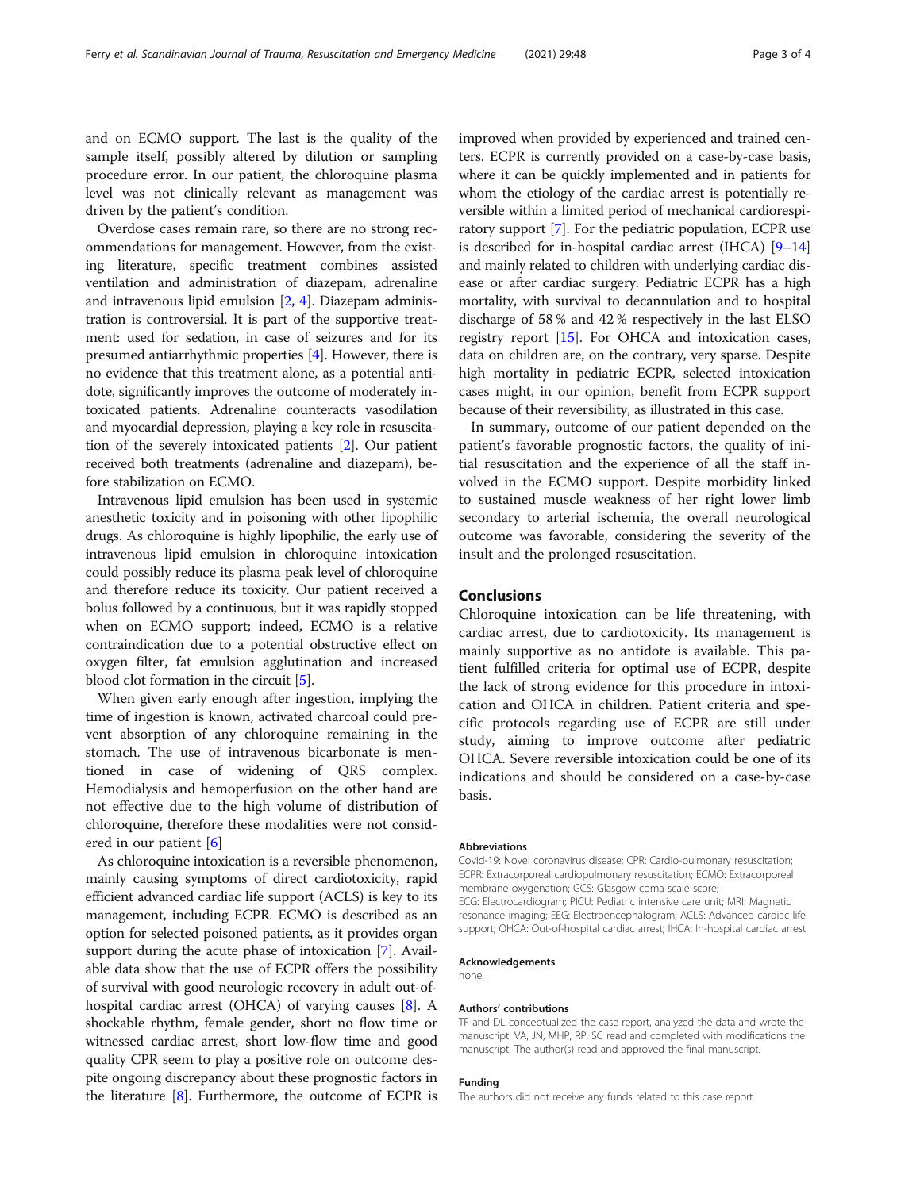and on ECMO support. The last is the quality of the sample itself, possibly altered by dilution or sampling procedure error. In our patient, the chloroquine plasma level was not clinically relevant as management was driven by the patient's condition.

Overdose cases remain rare, so there are no strong recommendations for management. However, from the existing literature, specific treatment combines assisted ventilation and administration of diazepam, adrenaline and intravenous lipid emulsion [2, 4]. Diazepam administration is controversial. It is part of the supportive treatment: used for sedation, in case of seizures and for its presumed antiarrhythmic properties [4]. However, there is no evidence that this treatment alone, as a potential antidote, significantly improves the outcome of moderately intoxicated patients. Adrenaline counteracts vasodilation and myocardial depression, playing a key role in resuscitation of the severely intoxicated patients [2]. Our patient received both treatments (adrenaline and diazepam), before stabilization on ECMO.

Intravenous lipid emulsion has been used in systemic anesthetic toxicity and in poisoning with other lipophilic drugs. As chloroquine is highly lipophilic, the early use of intravenous lipid emulsion in chloroquine intoxication could possibly reduce its plasma peak level of chloroquine and therefore reduce its toxicity. Our patient received a bolus followed by a continuous, but it was rapidly stopped when on ECMO support; indeed, ECMO is described as a relative contraindication due to a potential obstructive effect on oxygen filter, fat emulsion agglutination and increased blood clot formation in the circuit [5].

When given early enough after ingestion, implying the time of ingestion is known, activated charcoal could prevent absorption of any chloroquine remaining in the stomach. The use of intravenous bicarbonate is mentioned in case of widening of QRS complex. Hemodialysis and hemoperfusion on the other hand are not effective due to the high volume of distribution of chloroquine, therefore these modalities were not considered in our patient [6]

As chloroquine intoxication is a reversible phenomenon, mainly causing symptoms of direct cardiotoxicity, rapid efficient advanced cardiac life support (ACLS) is key to its management, including ECPR. ECMO is described as an option for selected poisoned patients, as it provides organ support during the acute phase of intoxication [7]. Available data show that the use of ECPR offers the possibility of survival with good neurologic recovery in adult out-of-hospital cardiac arrest (OHCA) of varying causes [8]. A shockable rhythm, female gender, short no flow time or witnessed cardiac arrest, short low-flow time and good quality CPR seem to play a positive role on outcome despite ongoing discrepancy about these prognostic factors in the literature [8]. Furthermore, the outcome of ECPR is improved when provided by experienced and trained centers. ECPR is currently provided on a case-by-case basis, where it can be quickly implemented and in patients for whom the etiology of the cardiac arrest is potentially reversible within a limited period of mechanical cardiorespiratory support [7]. For the pediatric population, ECPR use is described for in-hospital cardiac arrest (IHCA) [9–14] and mainly related to children with underlying cardiac disease or after cardiac surgery. Pediatric ECPR has a high mortality, with survival to decannulation and to hospital discharge of 58 % and 42 % respectively in the last ELSO registry report [15]. For OHCA and intoxication cases, data on children are, on the contrary, very sparse. Despite high mortality in pediatric ECPR, selected intoxication cases might, in our opinion, benefit from ECPR support because of their reversibility, as illustrated in this case.

In summary, outcome of our patient depended on the patient's favorable prognostic factors, the quality of initial resuscitation and the experience of all the staff involved in the ECMO support. Despite morbidity linked to sustained muscle weakness of her right lower limb secondary to arterial ischemia, the overall neurological outcome was favorable, considering the severity of the insult and the prolonged resuscitation.

## Conclusions

Chloroquine intoxication can be life threatening, with cardiac arrest, due to cardiotoxicity. Its management is mainly supportive as no antidote is available. This patient fulfilled criteria for optimal use of ECPR, despite the lack of strong evidence for this procedure in intoxication and OHCA in children. Patient criteria and specific protocols regarding use of ECPR are still under study, aiming to improve outcome after pediatric OHCA. Severe reversible intoxication could be one of its indications and should be considered on a case-by-case basis.

#### Abbreviations

Covid-19: Novel coronavirus disease; CPR: Cardio-pulmonary resuscitation; ECPR: Extracorporeal cardiopulmonary resuscitation; ECMO: Extracorporeal membrane oxygenation; GCS: Glasgow coma scale score; ECG: Electrocardiogram; PICU: Pediatric intensive care unit; MRI: Magnetic resonance imaging; EEG: Electroencephalogram; ACLS: Advanced cardiac life support; OHCA: Out-of-hospital cardiac arrest; IHCA: In-hospital cardiac arrest

#### Acknowledgements

none.

#### Authors' contributions

TF and DL conceptualized the case report, analyzed the data and wrote the manuscript. VA, JN, MHP, RP, SC read and completed with modifications the manuscript. The author(s) read and approved the final manuscript.

#### Funding

The authors did not receive any funds related to this case report.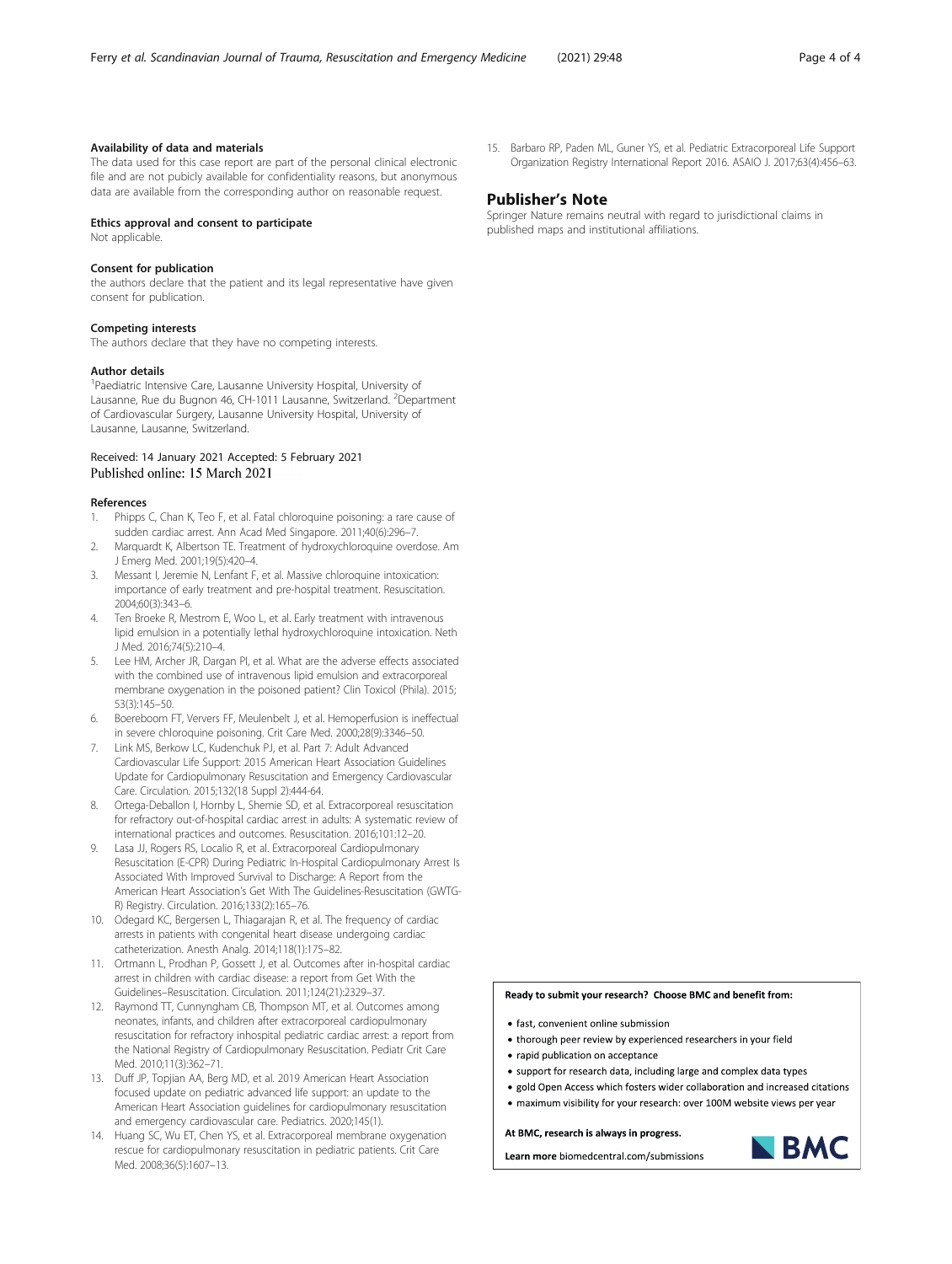#### Availability of data and materials

The data used for this case report are part of the personal clinical electronic file and are not pubicly available for confidentiality reasons, but anonymous data are available from the corresponding author on reasonable request.

#### Ethics approval and consent to participate

Not applicable.

#### Consent for publication

the authors declare that the patient and its legal representative have given consent for publication.

#### Competing interests

The authors declare that they have no competing interests.

#### Author details

[1]Paediatric Intensive Care, Lausanne University Hospital, University of Lausanne, Rue du Bugnon 46, CH-1011 Lausanne, Switzerland. [2]Department of Cardiovascular Surgery, Lausanne University Hospital, University of Lausanne, Lausanne, Switzerland.

Received: 14 January 2021 Accepted: 5 February 2021
Published online: 15 March 2021

#### References

1. Phipps C, Chan K, Teo F, et al. Fatal chloroquine poisoning: a rare cause of sudden cardiac arrest. Ann Acad Med Singapore. 2011;40(6):296–7.
2. Marquardt K, Albertson TE. Treatment of hydroxychloroquine overdose. Am J Emerg Med. 2001;19(5):420–4.
3. Messant I, Jeremie N, Lenfant F, et al. Massive chloroquine intoxication: importance of early treatment and pre-hospital treatment. Resuscitation. 2004;60(3):343–6.
4. Ten Broeke R, Mestrom E, Woo L, et al. Early treatment with intravenous lipid emulsion in a potentially lethal hydroxychloroquine intoxication. Neth J Med. 2016;74(5):210–4.
5. Lee HM, Archer JR, Dargan PI, et al. What are the adverse effects associated with the combined use of intravenous lipid emulsion and extracorporeal membrane oxygenation in the poisoned patient? Clin Toxicol (Phila). 2015; 53(3):145–50.
6. Boereboom FT, Ververs FF, Meulenbelt J, et al. Hemoperfusion is ineffectual in severe chloroquine poisoning. Crit Care Med. 2000;28(9):3346–50.
7. Link MS, Berkow LC, Kudenchuk PJ, et al. Part 7: Adult Advanced Cardiovascular Life Support: 2015 American Heart Association Guidelines Update for Cardiopulmonary Resuscitation and Emergency Cardiovascular Care. Circulation. 2015;132(18 Suppl 2):444-64.
8. Ortega-Deballon I, Hornby L, Shemie SD, et al. Extracorporeal resuscitation for refractory out-of-hospital cardiac arrest in adults: A systematic review of international practices and outcomes. Resuscitation. 2016;101:12–20.
9. Lasa JJ, Rogers RS, Localio R, et al. Extracorporeal Cardiopulmonary Resuscitation (E-CPR) During Pediatric In-Hospital Cardiopulmonary Arrest Is Associated With Improved Survival to Discharge: A Report from the American Heart Association's Get With The Guidelines-Resuscitation (GWTG-R) Registry. Circulation. 2016;133(2):165–76.
10. Odegard KC, Bergersen L, Thiagarajan R, et al. The frequency of cardiac arrests in patients with congenital heart disease undergoing cardiac catheterization. Anesth Analg. 2014;118(1):175–82.
11. Ortmann L, Prodhan P, Gossett J, et al. Outcomes after in-hospital cardiac arrest in children with cardiac disease: a report from Get With the Guidelines–Resuscitation. Circulation. 2011;124(21):2329–37.
12. Raymond TT, Cunnyngham CB, Thompson MT, et al. Outcomes among neonates, infants, and children after extracorporeal cardiopulmonary resuscitation for refractory inhospital pediatric cardiac arrest: a report from the National Registry of Cardiopulmonary Resuscitation. Pediatr Crit Care Med. 2010;11(3):362–71.
13. Duff JP, Topjian AA, Berg MD, et al. 2019 American Heart Association focused update on pediatric advanced life support: an update to the American Heart Association guidelines for cardiopulmonary resuscitation and emergency cardiovascular care. Pediatrics. 2020;145(1).
14. Huang SC, Wu ET, Chen YS, et al. Extracorporeal membrane oxygenation rescue for cardiopulmonary resuscitation in pediatric patients. Crit Care Med. 2008;36(5):1607–13.
15. Barbaro RP, Paden ML, Guner YS, et al. Pediatric Extracorporeal Life Support Organization Registry International Report 2016. ASAIO J. 2017;63(4):456–63.

## Publisher's Note

Springer Nature remains neutral with regard to jurisdictional claims in published maps and institutional affiliations.

**Ready to submit your research? Choose BMC and benefit from:**

- fast, convenient online submission
- thorough peer review by experienced researchers in your field
- rapid publication on acceptance
- support for research data, including large and complex data types
- gold Open Access which fosters wider collaboration and increased citations
- maximum visibility for your research: over 100M website views per year

**At BMC, research is always in progress.**

**Learn more** biomedcentral.com/submissions

BMC